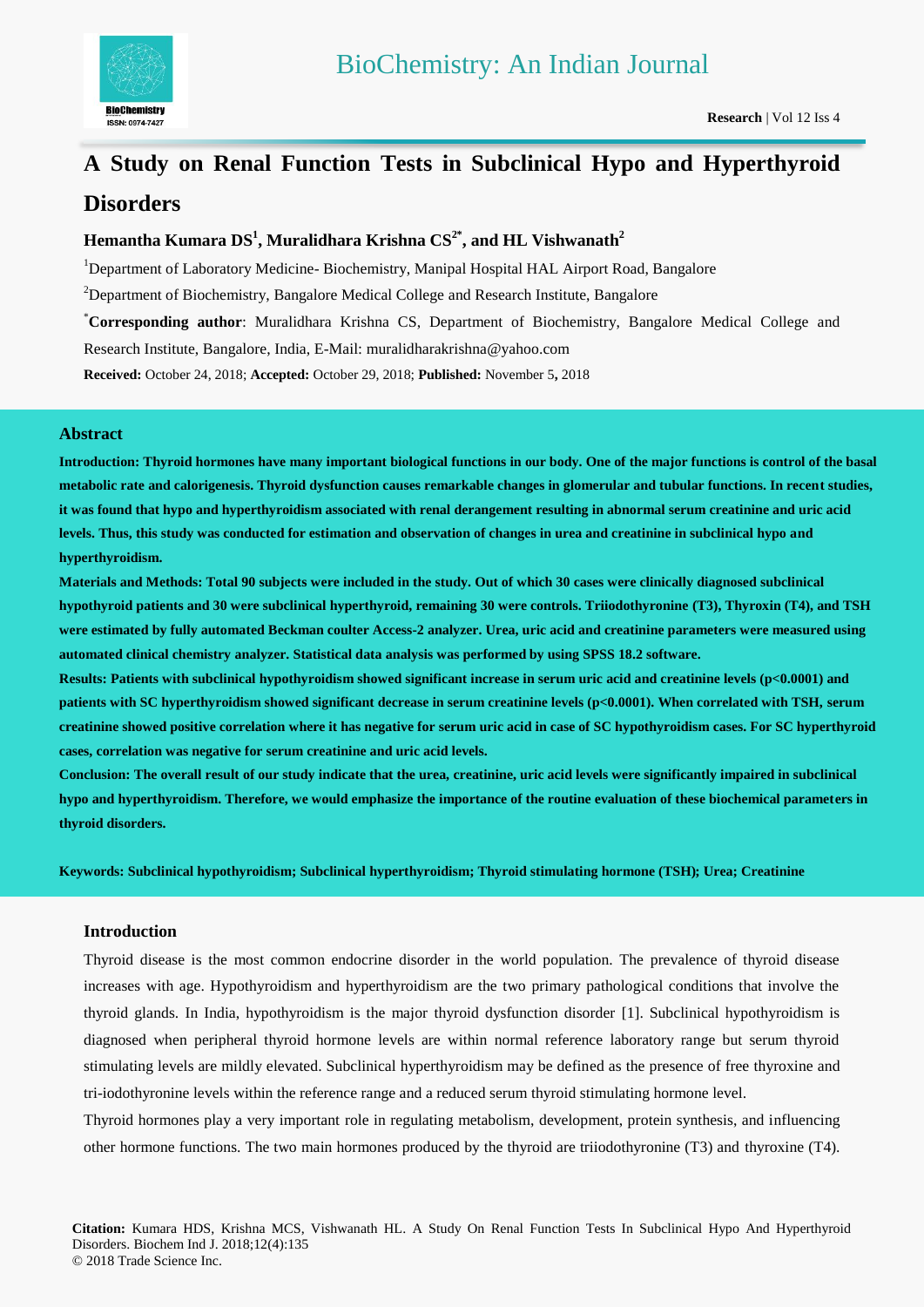# A Study on Renal Function Tests in Subclinical Hypo and Hyperthyroid Disorders

**Hemantha Kumara DS[1], Muralidhara Krishna CS[2*], and HL Vishwanath[2]**

[1]Department of Laboratory Medicine- Biochemistry, Manipal Hospital HAL Airport Road, Bangalore

[2]Department of Biochemistry, Bangalore Medical College and Research Institute, Bangalore

[*]**Corresponding author**: Muralidhara Krishna CS, Department of Biochemistry, Bangalore Medical College and Research Institute, Bangalore, India, E-Mail: muralidharakrishna@yahoo.com

**Received:** October 24, 2018; **Accepted:** October 29, 2018; **Published:** November 5, 2018

## Abstract

**Introduction: Thyroid hormones have many important biological functions in our body. One of the major functions is control of the basal metabolic rate and calorigenesis. Thyroid dysfunction causes remarkable changes in glomerular and tubular functions. In recent studies, it was found that hypo and hyperthyroidism associated with renal derangement resulting in abnormal serum creatinine and uric acid levels. Thus, this study was conducted for estimation and observation of changes in urea and creatinine in subclinical hypo and hyperthyroidism.**

**Materials and Methods: Total 90 subjects were included in the study. Out of which 30 cases were clinically diagnosed subclinical hypothyroid patients and 30 were subclinical hyperthyroid, remaining 30 were controls. Triiodothyronine (T3), Thyroxin (T4), and TSH were estimated by fully automated Beckman coulter Access-2 analyzer. Urea, uric acid and creatinine parameters were measured using automated clinical chemistry analyzer. Statistical data analysis was performed by using SPSS 18.2 software.**

**Results: Patients with subclinical hypothyroidism showed significant increase in serum uric acid and creatinine levels ($p<0.0001$) and patients with SC hyperthyroidism showed significant decrease in serum creatinine levels ($p<0.0001$). When correlated with TSH, serum creatinine showed positive correlation where it has negative for serum uric acid in case of SC hypothyroidism cases. For SC hyperthyroid cases, correlation was negative for serum creatinine and uric acid levels.**

**Conclusion: The overall result of our study indicate that the urea, creatinine, uric acid levels were significantly impaired in subclinical hypo and hyperthyroidism. Therefore, we would emphasize the importance of the routine evaluation of these biochemical parameters in thyroid disorders.**

**Keywords: Subclinical hypothyroidism; Subclinical hyperthyroidism; Thyroid stimulating hormone (TSH); Urea; Creatinine**

## Introduction

Thyroid disease is the most common endocrine disorder in the world population. The prevalence of thyroid disease increases with age. Hypothyroidism and hyperthyroidism are the two primary pathological conditions that involve the thyroid glands. In India, hypothyroidism is the major thyroid dysfunction disorder [1]. Subclinical hypothyroidism is diagnosed when peripheral thyroid hormone levels are within normal reference laboratory range but serum thyroid stimulating levels are mildly elevated. Subclinical hyperthyroidism may be defined as the presence of free thyroxine and tri-iodothyronine levels within the reference range and a reduced serum thyroid stimulating hormone level.

Thyroid hormones play a very important role in regulating metabolism, development, protein synthesis, and influencing other hormone functions. The two main hormones produced by the thyroid are triiodothyronine (T3) and thyroxine (T4).

**Citation:** Kumara HDS, Krishna MCS, Vishwanath HL. A Study On Renal Function Tests In Subclinical Hypo And Hyperthyroid Disorders. Biochem Ind J. 2018;12(4):135

© 2018 Trade Science Inc.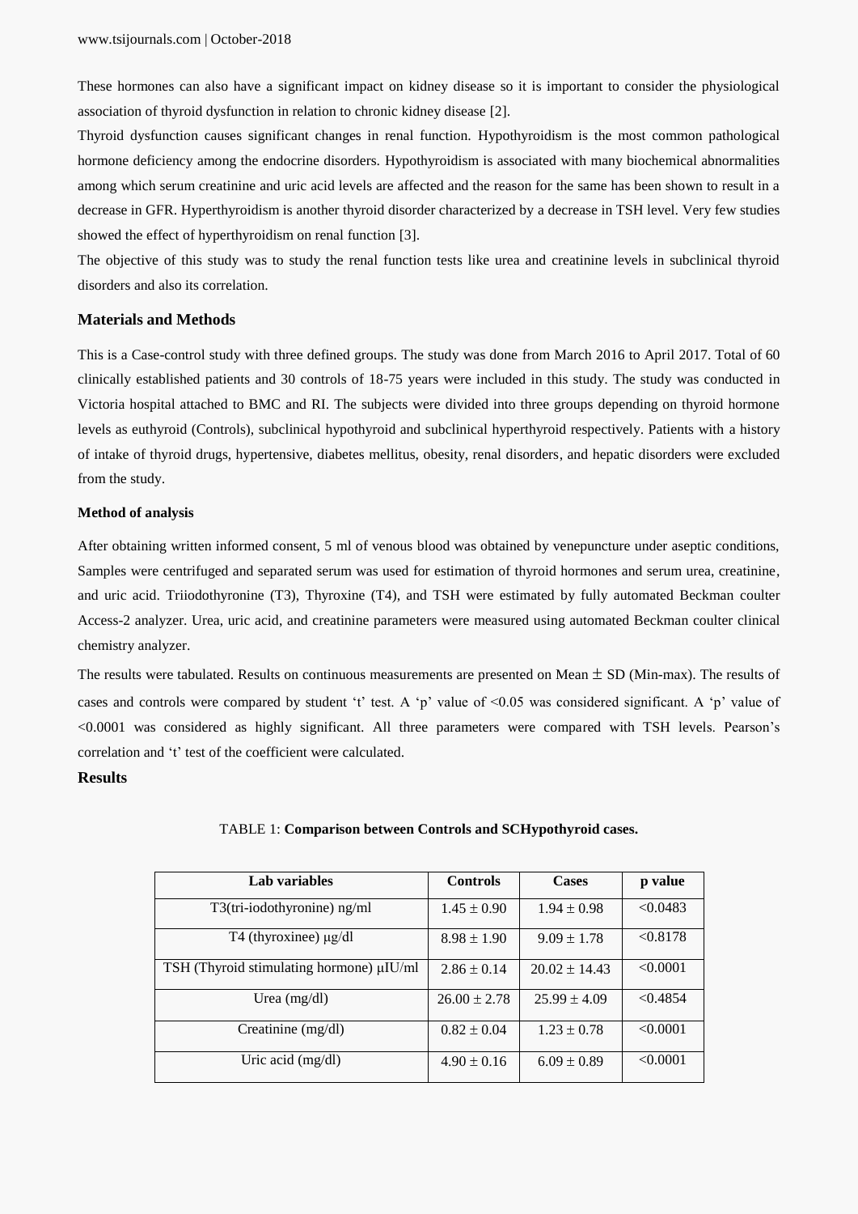These hormones can also have a significant impact on kidney disease so it is important to consider the physiological association of thyroid dysfunction in relation to chronic kidney disease [2].

Thyroid dysfunction causes significant changes in renal function. Hypothyroidism is the most common pathological hormone deficiency among the endocrine disorders. Hypothyroidism is associated with many biochemical abnormalities among which serum creatinine and uric acid levels are affected and the reason for the same has been shown to result in a decrease in GFR. Hyperthyroidism is another thyroid disorder characterized by a decrease in TSH level. Very few studies showed the effect of hyperthyroidism on renal function [3].

The objective of this study was to study the renal function tests like urea and creatinine levels in subclinical thyroid disorders and also its correlation.

## Materials and Methods

This is a Case-control study with three defined groups. The study was done from March 2016 to April 2017. Total of 60 clinically established patients and 30 controls of 18-75 years were included in this study. The study was conducted in Victoria hospital attached to BMC and RI. The subjects were divided into three groups depending on thyroid hormone levels as euthyroid (Controls), subclinical hypothyroid and subclinical hyperthyroid respectively. Patients with a history of intake of thyroid drugs, hypertensive, diabetes mellitus, obesity, renal disorders, and hepatic disorders were excluded from the study.

### Method of analysis

After obtaining written informed consent, 5 ml of venous blood was obtained by venepuncture under aseptic conditions, Samples were centrifuged and separated serum was used for estimation of thyroid hormones and serum urea, creatinine, and uric acid. Triiodothyronine (T3), Thyroxine (T4), and TSH were estimated by fully automated Beckman coulter Access-2 analyzer. Urea, uric acid, and creatinine parameters were measured using automated Beckman coulter clinical chemistry analyzer.

The results were tabulated. Results on continuous measurements are presented on Mean ± SD (Min-max). The results of cases and controls were compared by student 't' test. A 'p' value of <0.05 was considered significant. A 'p' value of <0.0001 was considered as highly significant. All three parameters were compared with TSH levels. Pearson's correlation and 't' test of the coefficient were calculated.

## Results

TABLE 1: **Comparison between Controls and SCHypothyroid cases.**

| Lab variables | Controls | Cases | p value |
|---|---|---|---|
| T3(tri-iodothyronine) ng/ml | 1.45 ± 0.90 | 1.94 ± 0.98 | <0.0483 |
| T4 (thyroxinee) μg/dl | 8.98 ± 1.90 | 9.09 ± 1.78 | <0.8178 |
| TSH (Thyroid stimulating hormone) μIU/ml | 2.86 ± 0.14 | 20.02 ± 14.43 | <0.0001 |
| Urea (mg/dl) | 26.00 ± 2.78 | 25.99 ± 4.09 | <0.4854 |
| Creatinine (mg/dl) | 0.82 ± 0.04 | 1.23 ± 0.78 | <0.0001 |
| Uric acid (mg/dl) | 4.90 ± 0.16 | 6.09 ± 0.89 | <0.0001 |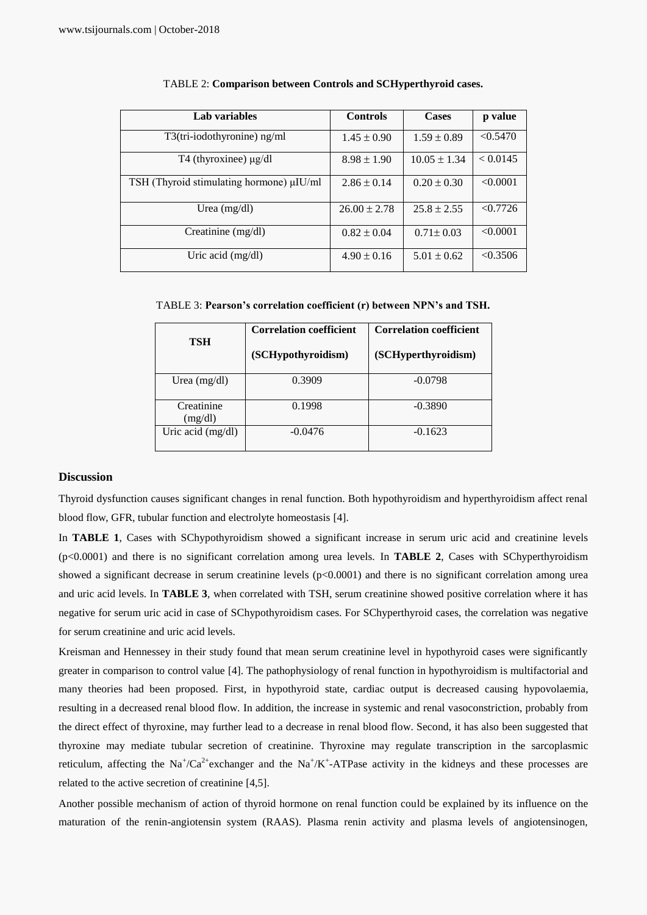TABLE 2: **Comparison between Controls and SCHyperthyroid cases.**

| Lab variables | Controls | Cases | p value |
|---|---|---|---|
| T3(tri-iodothyronine) ng/ml | 1.45 ± 0.90 | 1.59 ± 0.89 | <0.5470 |
| T4 (thyroxinee) µg/dl | 8.98 ± 1.90 | 10.05 ± 1.34 | < 0.0145 |
| TSH (Thyroid stimulating hormone) µIU/ml | 2.86 ± 0.14 | 0.20 ± 0.30 | <0.0001 |
| Urea (mg/dl) | 26.00 ± 2.78 | 25.8 ± 2.55 | <0.7726 |
| Creatinine (mg/dl) | 0.82 ± 0.04 | 0.71± 0.03 | <0.0001 |
| Uric acid (mg/dl) | 4.90 ± 0.16 | 5.01 ± 0.62 | <0.3506 |

TABLE 3: **Pearson's correlation coefficient (r) between NPN's and TSH.**

| TSH | Correlation coefficient (SCHypothyroidism) | Correlation coefficient (SCHyperthyroidism) |
|---|---|---|
| Urea (mg/dl) | 0.3909 | -0.0798 |
| Creatinine (mg/dl) | 0.1998 | -0.3890 |
| Uric acid (mg/dl) | -0.0476 | -0.1623 |

### Discussion

Thyroid dysfunction causes significant changes in renal function. Both hypothyroidism and hyperthyroidism affect renal blood flow, GFR, tubular function and electrolyte homeostasis [4].

In **TABLE 1**, Cases with SChypothyroidism showed a significant increase in serum uric acid and creatinine levels ($p<0.0001$) and there is no significant correlation among urea levels. In **TABLE 2**, Cases with SChyperthyroidism showed a significant decrease in serum creatinine levels ($p<0.0001$) and there is no significant correlation among urea and uric acid levels. In **TABLE 3**, when correlated with TSH, serum creatinine showed positive correlation where it has negative for serum uric acid in case of SChypothyroidism cases. For SChyperthyroid cases, the correlation was negative for serum creatinine and uric acid levels.

Kreisman and Hennessey in their study found that mean serum creatinine level in hypothyroid cases were significantly greater in comparison to control value [4]. The pathophysiology of renal function in hypothyroidism is multifactorial and many theories had been proposed. First, in hypothyroid state, cardiac output is decreased causing hypovolaemia, resulting in a decreased renal blood flow. In addition, the increase in systemic and renal vasoconstriction, probably from the direct effect of thyroxine, may further lead to a decrease in renal blood flow. Second, it has also been suggested that thyroxine may mediate tubular secretion of creatinine. Thyroxine may regulate transcription in the sarcoplasmic reticulum, affecting the $Na^{+}/Ca^{2+}$exchanger and the $Na^{+}/K^{+}$-ATPase activity in the kidneys and these processes are related to the active secretion of creatinine [4,5].

Another possible mechanism of action of thyroid hormone on renal function could be explained by its influence on the maturation of the renin-angiotensin system (RAAS). Plasma renin activity and plasma levels of angiotensinogen,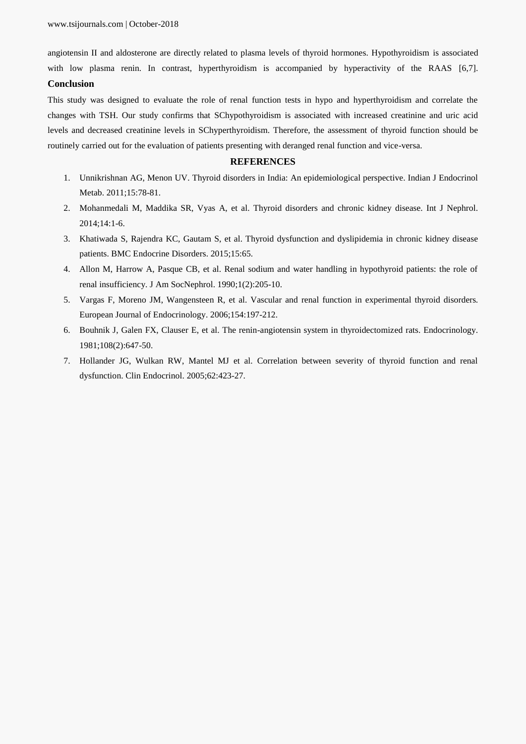angiotensin II and aldosterone are directly related to plasma levels of thyroid hormones. Hypothyroidism is associated with low plasma renin. In contrast, hyperthyroidism is accompanied by hyperactivity of the RAAS [6,7].

## Conclusion

This study was designed to evaluate the role of renal function tests in hypo and hyperthyroidism and correlate the changes with TSH. Our study confirms that SChypothyroidism is associated with increased creatinine and uric acid levels and decreased creatinine levels in SChyperthyroidism. Therefore, the assessment of thyroid function should be routinely carried out for the evaluation of patients presenting with deranged renal function and vice-versa.

## REFERENCES

1. Unnikrishnan AG, Menon UV. Thyroid disorders in India: An epidemiological perspective. Indian J Endocrinol Metab. 2011;15:78-81.
2. Mohanmedali M, Maddika SR, Vyas A, et al. Thyroid disorders and chronic kidney disease. Int J Nephrol. 2014;14:1-6.
3. Khatiwada S, Rajendra KC, Gautam S, et al. Thyroid dysfunction and dyslipidemia in chronic kidney disease patients. BMC Endocrine Disorders. 2015;15:65.
4. Allon M, Harrow A, Pasque CB, et al. Renal sodium and water handling in hypothyroid patients: the role of renal insufficiency. J Am SocNephrol. 1990;1(2):205-10.
5. Vargas F, Moreno JM, Wangensteen R, et al. Vascular and renal function in experimental thyroid disorders. European Journal of Endocrinology. 2006;154:197-212.
6. Bouhnik J, Galen FX, Clauser E, et al. The renin-angiotensin system in thyroidectomized rats. Endocrinology. 1981;108(2):647-50.
7. Hollander JG, Wulkan RW, Mantel MJ et al. Correlation between severity of thyroid function and renal dysfunction. Clin Endocrinol. 2005;62:423-27.